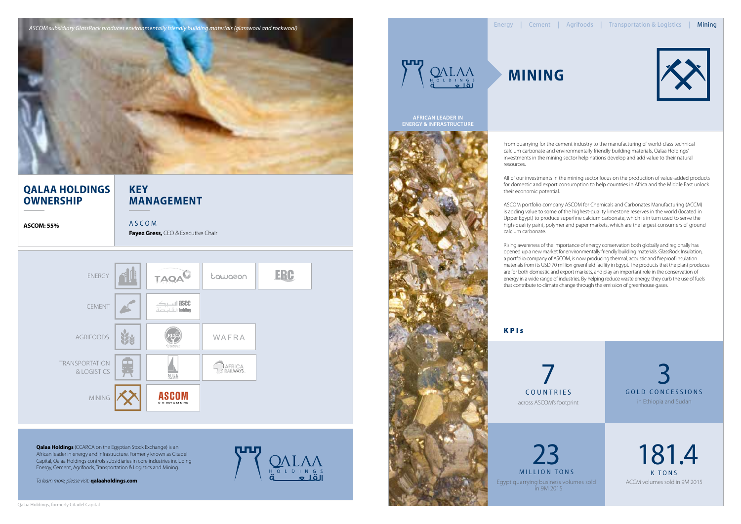*ASCOM subsidiary GlassRock produces environmentally friendly building materials (glasswool and rockwool)*

## QALAA HOLDINGS OWNERSHIP

**ASCOM: 55%**

## KEY MANAGEMENT

ASCOM

**Fayez Gress,** CEO & Executive Chair

| | |
|---|---|
| ENERGY | TAQA, tawazon, ERC |
| CEMENT | asec holding |
| AGRIFOODS | Gozour, WAFRA |
| TRANSPORTATION & LOGISTICS | NILE LOGISTICS, AFRICA RAILWAYS |
| MINING | ASCOM |

**Qalaa Holdings** (CCAP.CA on the Egyptian Stock Exchange) is an African leader in energy and infrastructure. Formerly known as Citadel Capital, Qalaa Holdings controls subsidiaries in core industries including Energy, Cement, Agrifoods, Transportation & Logistics and Mining.

*To learn more, please visit:* **qalaaholdings.com**

Qalaa Holdings, formerly Citadel Capital

Energy | Cement | Agrifoods | Transportation & Logistics | Mining

QALAA HOLDINGS القلعة

AFRICAN LEADER IN ENERGY & INFRASTRUCTURE

# MINING

From quarrying for the cement industry to the manufacturing of world-class technical calcium carbonate and environmentally friendly building materials, Qalaa Holdings' investments in the mining sector help nations develop and add value to their natural resources.

All of our investments in the mining sector focus on the production of value-added products for domestic and export consumption to help countries in Africa and the Middle East unlock their economic potential.

ASCOM portfolio company ASCOM for Chemicals and Carbonates Manufacturing (ACCM) is adding value to some of the highest-quality limestone reserves in the world (located in Upper Egypt) to produce superfine calcium carbonate, which is in turn used to serve the high-quality paint, polymer and paper markets, which are the largest consumers of ground calcium carbonate.

Rising awareness of the importance of energy conservation both globally and regionally has opened up a new market for environmentally friendly building materials. GlassRock Insulation, a portfolio company of ASCOM, is now producing thermal, acoustic and fireproof insulation materials from its USD 70 million greenfield facility in Egypt. The products that the plant produces are for both domestic and export markets, and play an important role in the conservation of energy in a wide range of industries. By helping reduce waste energy, they curb the use of fuels that contribute to climate change through the emission of greenhouse gases.

### KPIs

**7** COUNTRIES
across ASCOM's footprint

**3** GOLD CONCESSIONS
in Ethiopia and Sudan

**23** MILLION TONS
Egypt quarrying business volumes sold in 9M 2015

**181.4** K TONS
ACCM volumes sold in 9M 2015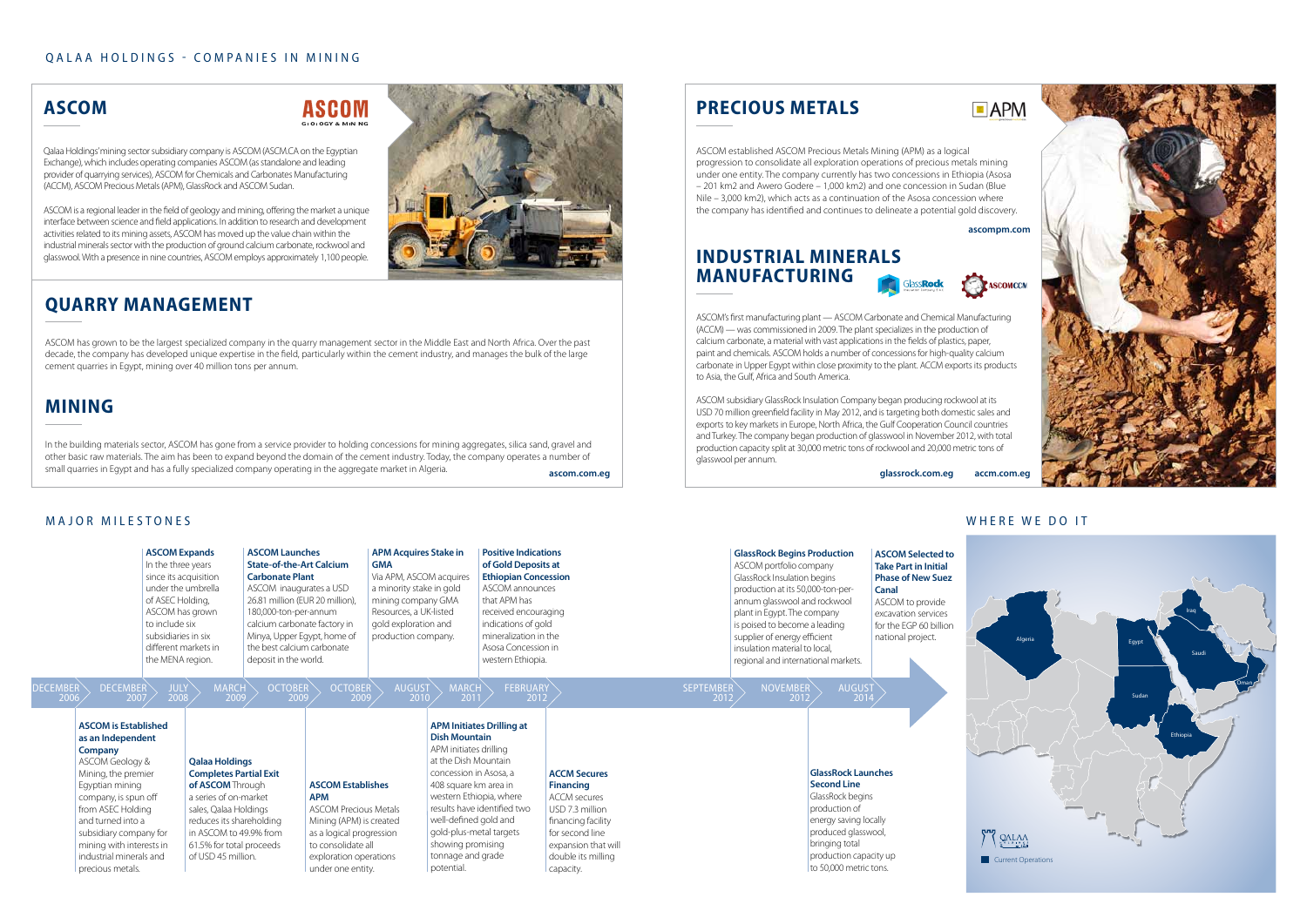QALAA HOLDINGS - COMPANIES IN MINING

## ASCOM

ASCOM GEOLOGY & MINING

Qalaa Holdings' mining sector subsidiary company is ASCOM (ASCM.CA on the Egyptian Exchange), which includes operating companies ASCOM (as standalone and leading provider of quarrying services), ASCOM for Chemicals and Carbonates Manufacturing (ACCM), ASCOM Precious Metals (APM), GlassRock and ASCOM Sudan.

ASCOM is a regional leader in the field of geology and mining, offering the market a unique interface between science and field applications. In addition to research and development activities related to its mining assets, ASCOM has moved up the value chain within the industrial minerals sector with the production of ground calcium carbonate, rockwool and glasswool. With a presence in nine countries, ASCOM employs approximately 1,100 people.

## QUARRY MANAGEMENT

ASCOM has grown to be the largest specialized company in the quarry management sector in the Middle East and North Africa. Over the past decade, the company has developed unique expertise in the field, particularly within the cement industry, and manages the bulk of the large cement quarries in Egypt, mining over 40 million tons per annum.

## MINING

In the building materials sector, ASCOM has gone from a service provider to holding concessions for mining aggregates, silica sand, gravel and other basic raw materials. The aim has been to expand beyond the domain of the cement industry. Today, the company operates a number of small quarries in Egypt and has a fully specialized company operating in the aggregate market in Algeria.

**ascom.com.eg**

## PRECIOUS METALS

APM

ASCOM established ASCOM Precious Metals Mining (APM) as a logical progression to consolidate all exploration operations of precious metals mining under one entity. The company currently has two concessions in Ethiopia (Asosa – 201 km2 and Awero Godere – 1,000 km2) and one concession in Sudan (Blue Nile – 3,000 km2), which acts as a continuation of the Asosa concession where the company has identified and continues to delineate a potential gold discovery.

**ascompm.com**

## INDUSTRIAL MINERALS MANUFACTURING

GlassRock ASCOMCCM

ASCOM's first manufacturing plant — ASCOM Carbonate and Chemical Manufacturing (ACCM) — was commissioned in 2009. The plant specializes in the production of calcium carbonate, a material with vast applications in the fields of plastics, paper, paint and chemicals. ASCOM holds a number of concessions for high-quality calcium carbonate in Upper Egypt within close proximity to the plant. ACCM exports its products to Asia, the Gulf, Africa and South America.

ASCOM subsidiary GlassRock Insulation Company began producing rockwool at its USD 70 million greenfield facility in May 2012, and is targeting both domestic sales and exports to key markets in Europe, North Africa, the Gulf Cooperation Council countries and Turkey. The company began production of glasswool in November 2012, with total production capacity split at 30,000 metric tons of rockwool and 20,000 metric tons of glasswool per annum.

**glassrock.com.eg** **accm.com.eg**

## MAJOR MILESTONES

**DECEMBER 2006 — ASCOM is Established as an Independent Company**
ASCOM Geology & Mining, the premier Egyptian mining company, is spun off from ASEC Holding and turned into a subsidiary company for mining with interests in industrial minerals and precious metals.

**DECEMBER 2007 — ASCOM Expands**
In the three years since its acquisition under the umbrella of ASEC Holding, ASCOM has grown to include six subsidiaries in six different markets in the MENA region.

**JULY 2008 — Qalaa Holdings Completes Partial Exit of ASCOM**
Through a series of on-market sales, Qalaa Holdings reduces its shareholding in ASCOM to 49.9% from 61.5% for total proceeds of USD 45 million.

**MARCH 2009 — ASCOM Launches State-of-the-Art Calcium Carbonate Plant**
ASCOM inaugurates a USD 26.81 million (EUR 20 million), 180,000-ton-per-annum calcium carbonate factory in Minya, Upper Egypt, home of the best calcium carbonate deposit in the world.

**OCTOBER 2009 — ASCOM Establishes APM**
ASCOM Precious Metals Mining (APM) is created as a logical progression to consolidate all exploration operations under one entity.

**OCTOBER 2009 — APM Acquires Stake in GMA**
Via APM, ASCOM acquires a minority stake in gold mining company GMA Resources, a UK-listed gold exploration and production company.

**AUGUST 2010 — APM Initiates Drilling at Dish Mountain**
APM initiates drilling at the Dish Mountain concession in Asosa, a 408 square km area in western Ethiopia, where results have identified two well-defined gold and gold-plus-metal targets showing promising tonnage and grade potential.

**MARCH 2011 — Positive Indications of Gold Deposits at Ethiopian Concession**
ASCOM announces that APM has received encouraging indications of gold mineralization in the Asosa Concession in western Ethiopia.

**FEBRUARY 2012 — ACCM Secures Financing**
ACCM secures USD 7.3 million financing facility for second line expansion that will double its milling capacity.

**SEPTEMBER 2012 — GlassRock Begins Production**
ASCOM portfolio company GlassRock Insulation begins production at its 50,000-ton-per-annum glasswool and rockwool plant in Egypt. The company is poised to become a leading supplier of energy efficient insulation material to local, regional and international markets.

**NOVEMBER 2012 — GlassRock Launches Second Line**
GlassRock begins production of energy saving locally produced glasswool, bringing total production capacity up to 50,000 metric tons.

**AUGUST 2014 — ASCOM Selected to Take Part in Initial Phase of New Suez Canal**
ASCOM to provide excavation services for the EGP 60 billion national project.

## WHERE WE DO IT

Algeria
Egypt
Iraq
Saudi
Oman
Sudan
Ethiopia

QALAA

Current Operations